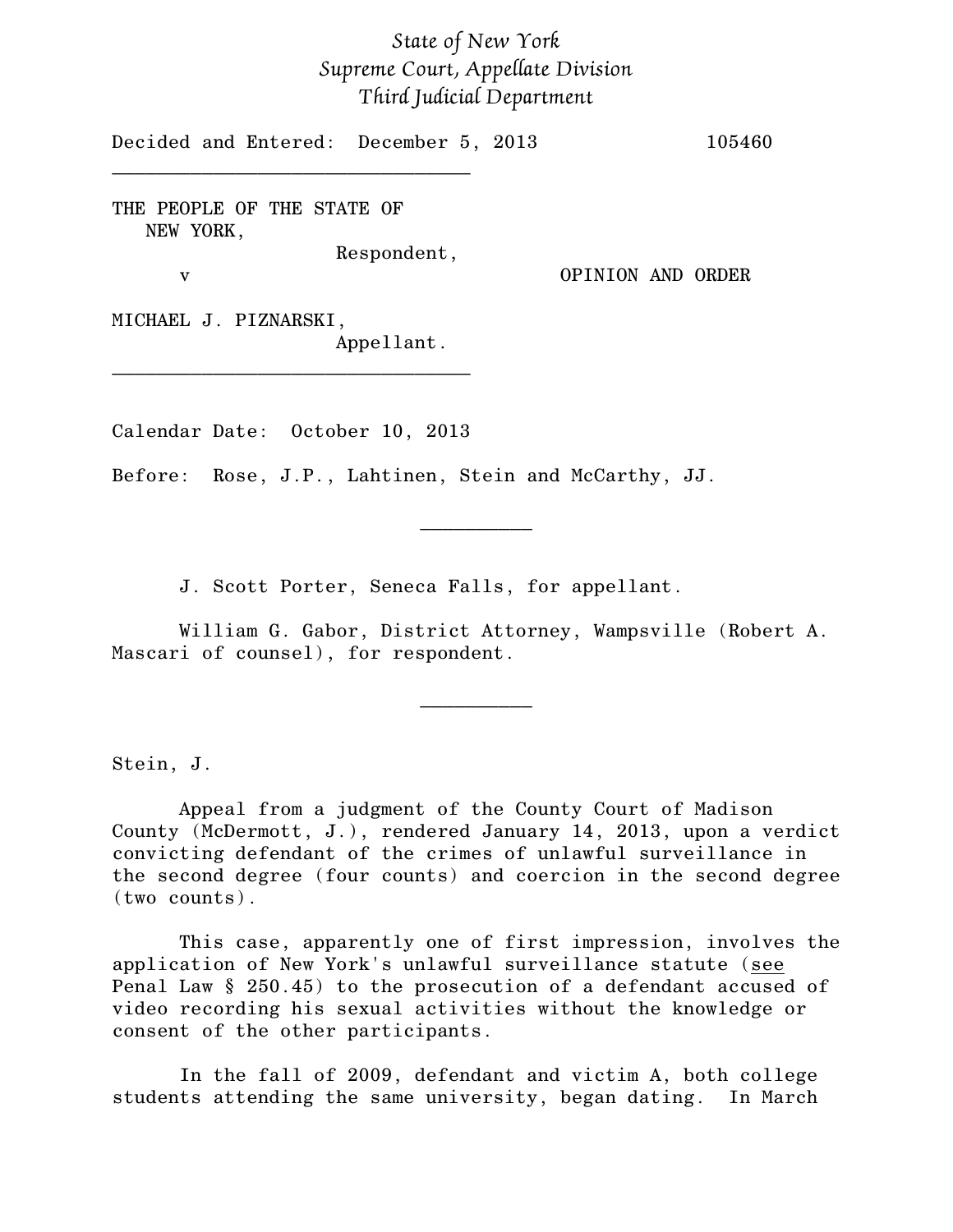*State of New York*
*Supreme Court, Appellate Division*
*Third Judicial Department*

Decided and Entered: December 5, 2013 105460

---

THE PEOPLE OF THE STATE OF NEW YORK,
Respondent,

v

MICHAEL J. PIZNARSKI,
Appellant.

OPINION AND ORDER

---

Calendar Date: October 10, 2013

Before: Rose, J.P., Lahtinen, Stein and McCarthy, JJ.

---

J. Scott Porter, Seneca Falls, for appellant.

William G. Gabor, District Attorney, Wampsville (Robert A. Mascari of counsel), for respondent.

---

Stein, J.

Appeal from a judgment of the County Court of Madison County (McDermott, J.), rendered January 14, 2013, upon a verdict convicting defendant of the crimes of unlawful surveillance in the second degree (four counts) and coercion in the second degree (two counts).

This case, apparently one of first impression, involves the application of New York's unlawful surveillance statute (see Penal Law § 250.45) to the prosecution of a defendant accused of video recording his sexual activities without the knowledge or consent of the other participants.

In the fall of 2009, defendant and victim A, both college students attending the same university, began dating. In March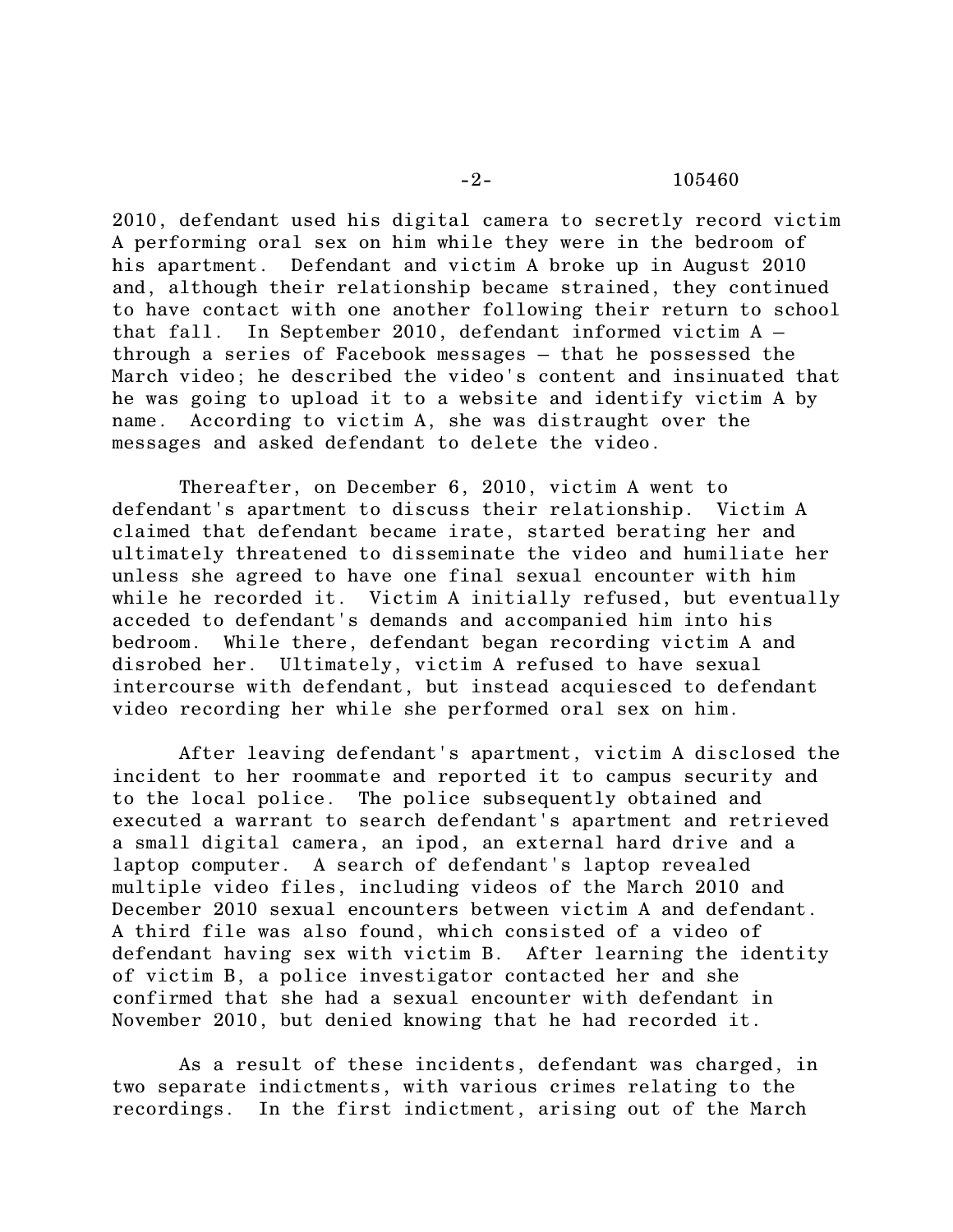2010, defendant used his digital camera to secretly record victim A performing oral sex on him while they were in the bedroom of his apartment. Defendant and victim A broke up in August 2010 and, although their relationship became strained, they continued to have contact with one another following their return to school that fall. In September 2010, defendant informed victim A – through a series of Facebook messages – that he possessed the March video; he described the video's content and insinuated that he was going to upload it to a website and identify victim A by name. According to victim A, she was distraught over the messages and asked defendant to delete the video.

Thereafter, on December 6, 2010, victim A went to defendant's apartment to discuss their relationship. Victim A claimed that defendant became irate, started berating her and ultimately threatened to disseminate the video and humiliate her unless she agreed to have one final sexual encounter with him while he recorded it. Victim A initially refused, but eventually acceded to defendant's demands and accompanied him into his bedroom. While there, defendant began recording victim A and disrobed her. Ultimately, victim A refused to have sexual intercourse with defendant, but instead acquiesced to defendant video recording her while she performed oral sex on him.

After leaving defendant's apartment, victim A disclosed the incident to her roommate and reported it to campus security and to the local police. The police subsequently obtained and executed a warrant to search defendant's apartment and retrieved a small digital camera, an ipod, an external hard drive and a laptop computer. A search of defendant's laptop revealed multiple video files, including videos of the March 2010 and December 2010 sexual encounters between victim A and defendant. A third file was also found, which consisted of a video of defendant having sex with victim B. After learning the identity of victim B, a police investigator contacted her and she confirmed that she had a sexual encounter with defendant in November 2010, but denied knowing that he had recorded it.

As a result of these incidents, defendant was charged, in two separate indictments, with various crimes relating to the recordings. In the first indictment, arising out of the March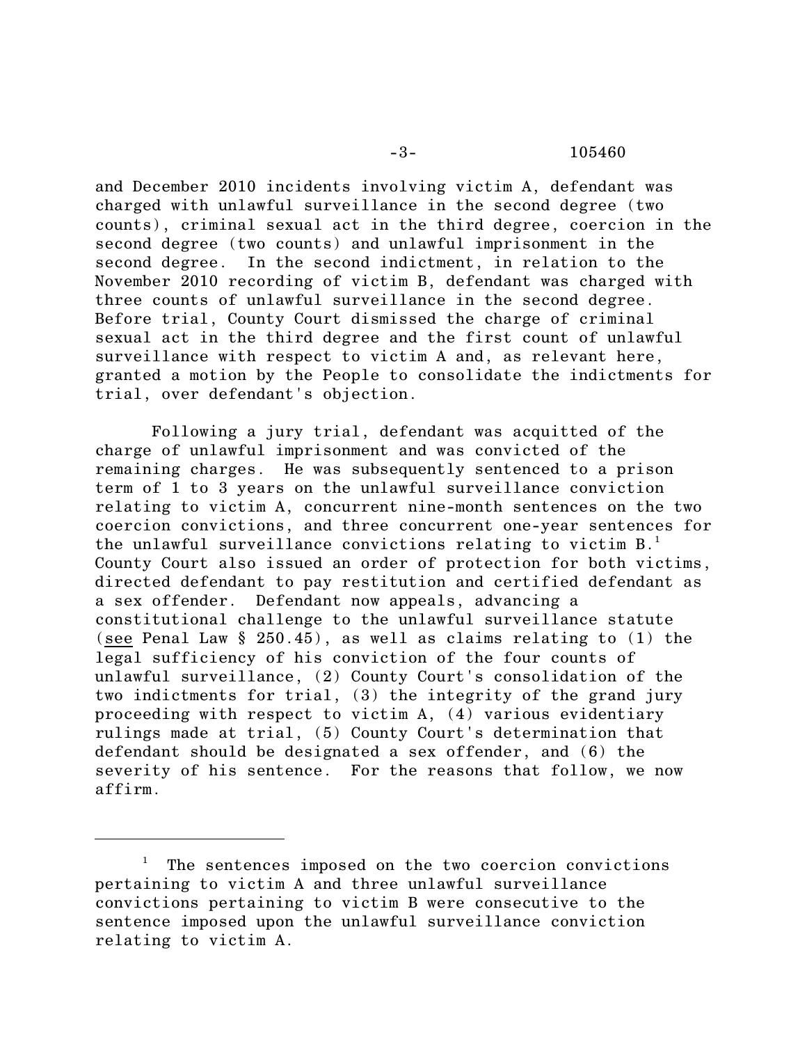and December 2010 incidents involving victim A, defendant was charged with unlawful surveillance in the second degree (two counts), criminal sexual act in the third degree, coercion in the second degree (two counts) and unlawful imprisonment in the second degree. In the second indictment, in relation to the November 2010 recording of victim B, defendant was charged with three counts of unlawful surveillance in the second degree. Before trial, County Court dismissed the charge of criminal sexual act in the third degree and the first count of unlawful surveillance with respect to victim A and, as relevant here, granted a motion by the People to consolidate the indictments for trial, over defendant's objection.

Following a jury trial, defendant was acquitted of the charge of unlawful imprisonment and was convicted of the remaining charges. He was subsequently sentenced to a prison term of 1 to 3 years on the unlawful surveillance conviction relating to victim A, concurrent nine-month sentences on the two coercion convictions, and three concurrent one-year sentences for the unlawful surveillance convictions relating to victim B.[1] County Court also issued an order of protection for both victims, directed defendant to pay restitution and certified defendant as a sex offender. Defendant now appeals, advancing a constitutional challenge to the unlawful surveillance statute (see Penal Law § 250.45), as well as claims relating to (1) the legal sufficiency of his conviction of the four counts of unlawful surveillance, (2) County Court's consolidation of the two indictments for trial, (3) the integrity of the grand jury proceeding with respect to victim A, (4) various evidentiary rulings made at trial, (5) County Court's determination that defendant should be designated a sex offender, and (6) the severity of his sentence. For the reasons that follow, we now affirm.

---

[1] The sentences imposed on the two coercion convictions pertaining to victim A and three unlawful surveillance convictions pertaining to victim B were consecutive to the sentence imposed upon the unlawful surveillance conviction relating to victim A.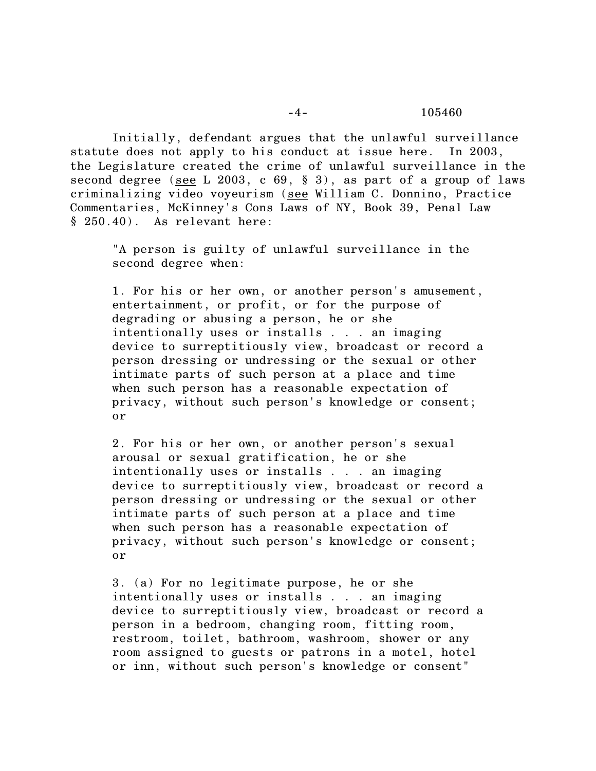Initially, defendant argues that the unlawful surveillance statute does not apply to his conduct at issue here. In 2003, the Legislature created the crime of unlawful surveillance in the second degree (see L 2003, c 69, § 3), as part of a group of laws criminalizing video voyeurism (see William C. Donnino, Practice Commentaries, McKinney's Cons Laws of NY, Book 39, Penal Law § 250.40). As relevant here:

> "A person is guilty of unlawful surveillance in the second degree when:
>
> 1. For his or her own, or another person's amusement, entertainment, or profit, or for the purpose of degrading or abusing a person, he or she intentionally uses or installs . . . an imaging device to surreptitiously view, broadcast or record a person dressing or undressing or the sexual or other intimate parts of such person at a place and time when such person has a reasonable expectation of privacy, without such person's knowledge or consent; or
>
> 2. For his or her own, or another person's sexual arousal or sexual gratification, he or she intentionally uses or installs . . . an imaging device to surreptitiously view, broadcast or record a person dressing or undressing or the sexual or other intimate parts of such person at a place and time when such person has a reasonable expectation of privacy, without such person's knowledge or consent; or
>
> 3. (a) For no legitimate purpose, he or she intentionally uses or installs . . . an imaging device to surreptitiously view, broadcast or record a person in a bedroom, changing room, fitting room, restroom, toilet, bathroom, washroom, shower or any room assigned to guests or patrons in a motel, hotel or inn, without such person's knowledge or consent"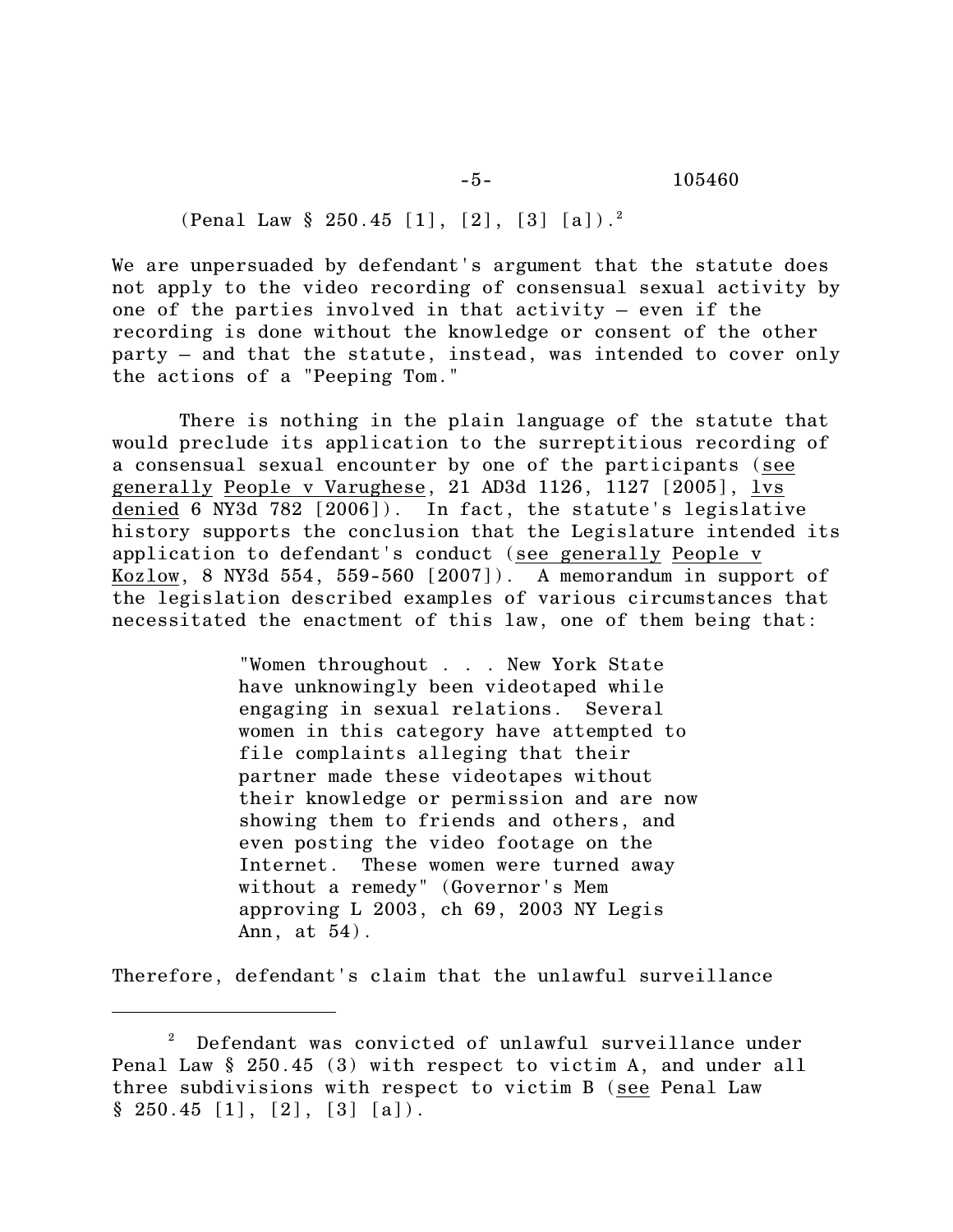(Penal Law § 250.45 [1], [2], [3] [a]).[2]

We are unpersuaded by defendant's argument that the statute does not apply to the video recording of consensual sexual activity by one of the parties involved in that activity – even if the recording is done without the knowledge or consent of the other party – and that the statute, instead, was intended to cover only the actions of a "Peeping Tom."

There is nothing in the plain language of the statute that would preclude its application to the surreptitious recording of a consensual sexual encounter by one of the participants (see generally People v Varughese, 21 AD3d 1126, 1127 [2005], lvs denied 6 NY3d 782 [2006]). In fact, the statute's legislative history supports the conclusion that the Legislature intended its application to defendant's conduct (see generally People v Kozlow, 8 NY3d 554, 559-560 [2007]). A memorandum in support of the legislation described examples of various circumstances that necessitated the enactment of this law, one of them being that:

> "Women throughout . . . New York State have unknowingly been videotaped while engaging in sexual relations. Several women in this category have attempted to file complaints alleging that their partner made these videotapes without their knowledge or permission and are now showing them to friends and others, and even posting the video footage on the Internet. These women were turned away without a remedy" (Governor's Mem approving L 2003, ch 69, 2003 NY Legis Ann, at 54).

Therefore, defendant's claim that the unlawful surveillance

---

[2] Defendant was convicted of unlawful surveillance under Penal Law § 250.45 (3) with respect to victim A, and under all three subdivisions with respect to victim B (see Penal Law § 250.45 [1], [2], [3] [a]).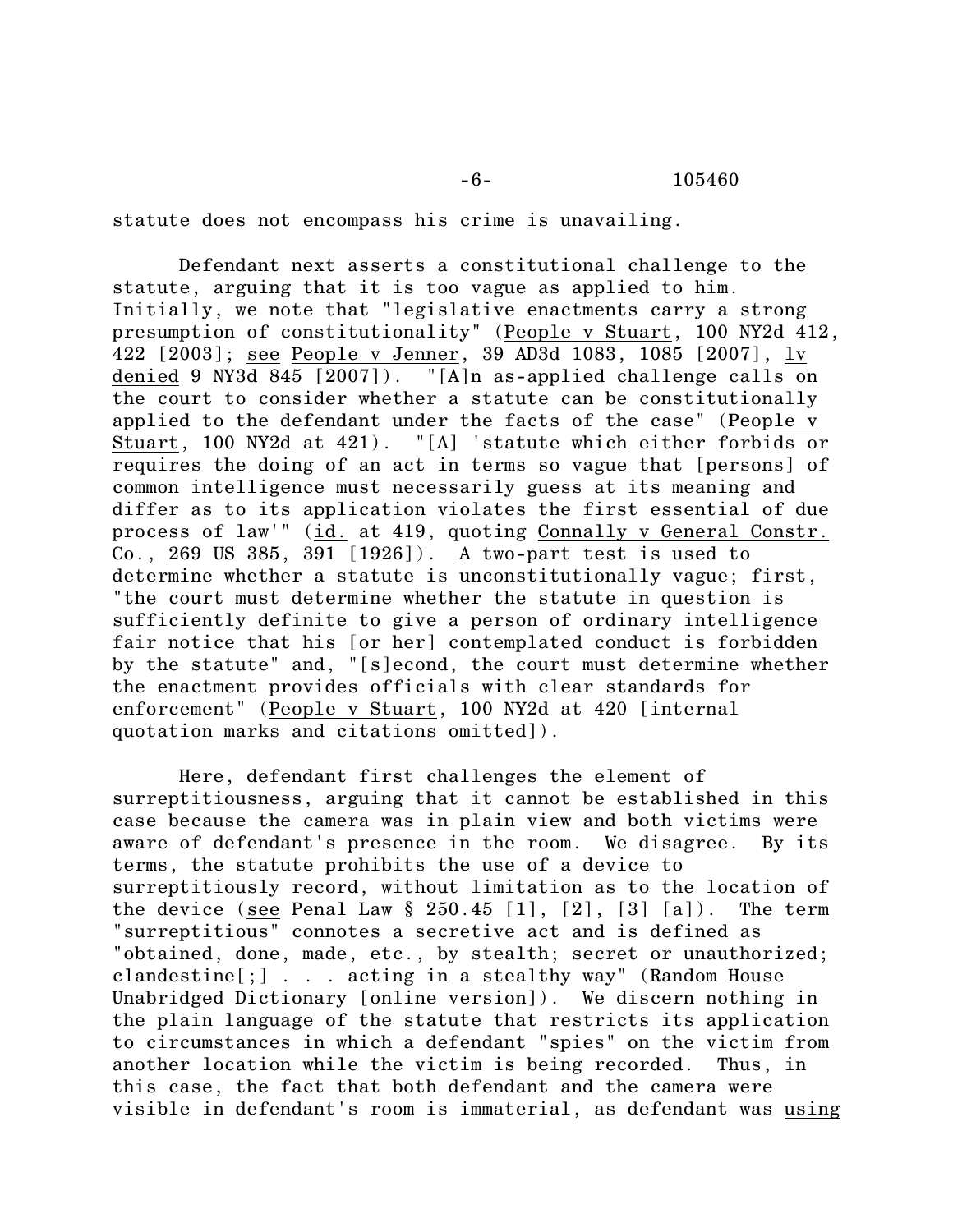statute does not encompass his crime is unavailing.

Defendant next asserts a constitutional challenge to the statute, arguing that it is too vague as applied to him. Initially, we note that "legislative enactments carry a strong presumption of constitutionality" (People v Stuart, 100 NY2d 412, 422 [2003]; see People v Jenner, 39 AD3d 1083, 1085 [2007], lv denied 9 NY3d 845 [2007]). "[A]n as-applied challenge calls on the court to consider whether a statute can be constitutionally applied to the defendant under the facts of the case" (People v Stuart, 100 NY2d at 421). "[A] 'statute which either forbids or requires the doing of an act in terms so vague that [persons] of common intelligence must necessarily guess at its meaning and differ as to its application violates the first essential of due process of law'" (id. at 419, quoting Connally v General Constr. Co., 269 US 385, 391 [1926]). A two-part test is used to determine whether a statute is unconstitutionally vague; first, "the court must determine whether the statute in question is sufficiently definite to give a person of ordinary intelligence fair notice that his [or her] contemplated conduct is forbidden by the statute" and, "[s]econd, the court must determine whether the enactment provides officials with clear standards for enforcement" (People v Stuart, 100 NY2d at 420 [internal quotation marks and citations omitted]).

Here, defendant first challenges the element of surreptitiousness, arguing that it cannot be established in this case because the camera was in plain view and both victims were aware of defendant's presence in the room. We disagree. By its terms, the statute prohibits the use of a device to surreptitiously record, without limitation as to the location of the device (see Penal Law § 250.45 [1], [2], [3] [a]). The term "surreptitious" connotes a secretive act and is defined as "obtained, done, made, etc., by stealth; secret or unauthorized; clandestine[;] . . . acting in a stealthy way" (Random House Unabridged Dictionary [online version]). We discern nothing in the plain language of the statute that restricts its application to circumstances in which a defendant "spies" on the victim from another location while the victim is being recorded. Thus, in this case, the fact that both defendant and the camera were visible in defendant's room is immaterial, as defendant was using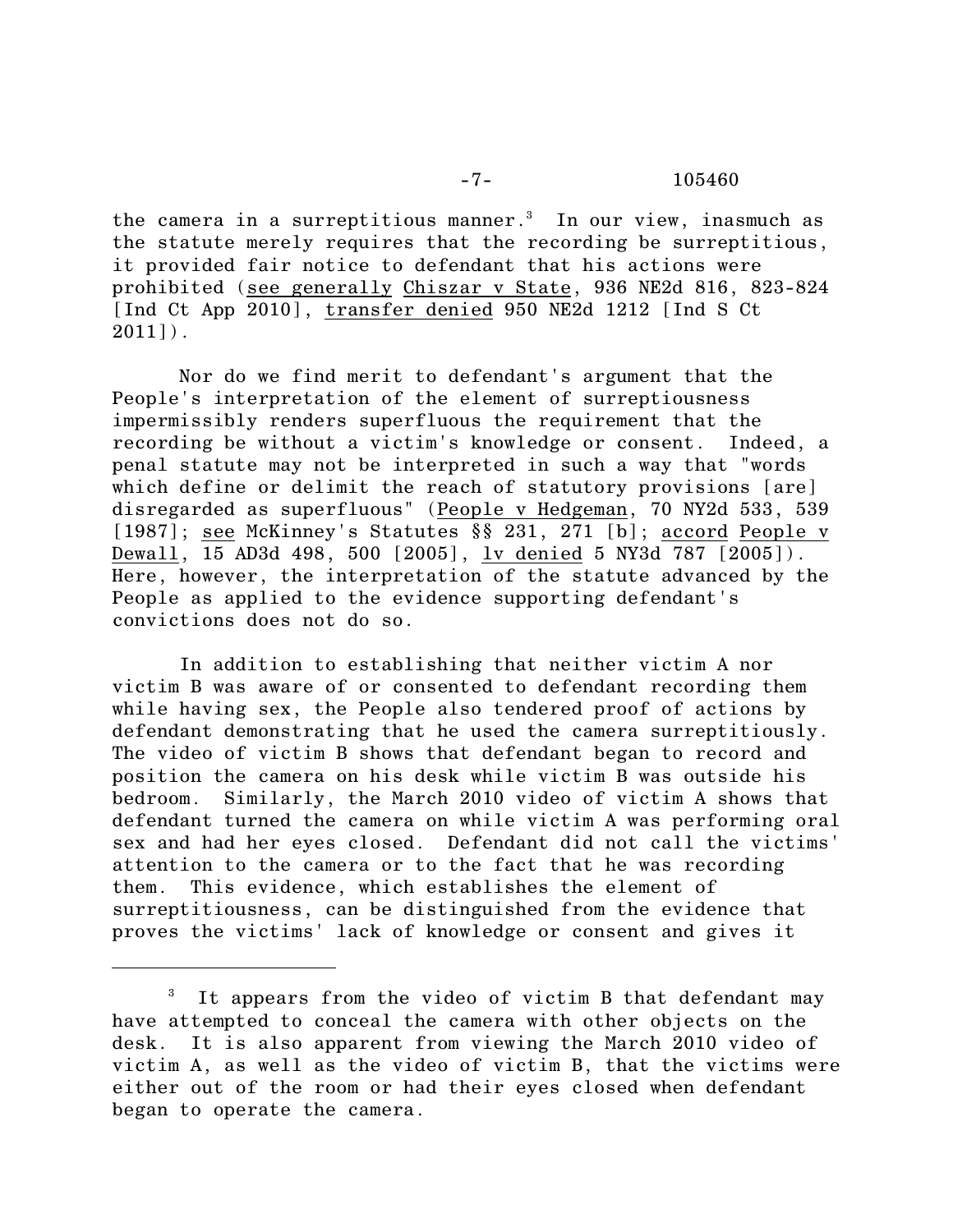the camera in a surreptitious manner.[3] In our view, inasmuch as the statute merely requires that the recording be surreptitious, it provided fair notice to defendant that his actions were prohibited (see generally Chiszar v State, 936 NE2d 816, 823-824 [Ind Ct App 2010], transfer denied 950 NE2d 1212 [Ind S Ct 2011]).

Nor do we find merit to defendant's argument that the People's interpretation of the element of surreptiousness impermissibly renders superfluous the requirement that the recording be without a victim's knowledge or consent. Indeed, a penal statute may not be interpreted in such a way that "words which define or delimit the reach of statutory provisions [are] disregarded as superfluous" (People v Hedgeman, 70 NY2d 533, 539 [1987]; see McKinney's Statutes §§ 231, 271 [b]; accord People v Dewall, 15 AD3d 498, 500 [2005], lv denied 5 NY3d 787 [2005]). Here, however, the interpretation of the statute advanced by the People as applied to the evidence supporting defendant's convictions does not do so.

In addition to establishing that neither victim A nor victim B was aware of or consented to defendant recording them while having sex, the People also tendered proof of actions by defendant demonstrating that he used the camera surreptitiously. The video of victim B shows that defendant began to record and position the camera on his desk while victim B was outside his bedroom. Similarly, the March 2010 video of victim A shows that defendant turned the camera on while victim A was performing oral sex and had her eyes closed. Defendant did not call the victims' attention to the camera or to the fact that he was recording them. This evidence, which establishes the element of surreptitiousness, can be distinguished from the evidence that proves the victims' lack of knowledge or consent and gives it

---

[3] It appears from the video of victim B that defendant may have attempted to conceal the camera with other objects on the desk. It is also apparent from viewing the March 2010 video of victim A, as well as the video of victim B, that the victims were either out of the room or had their eyes closed when defendant began to operate the camera.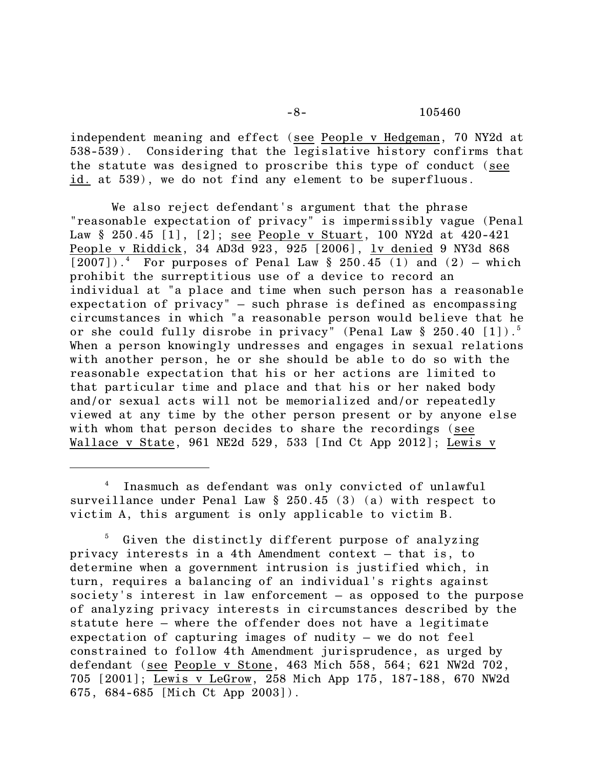independent meaning and effect (see People v Hedgeman, 70 NY2d at 538-539). Considering that the legislative history confirms that the statute was designed to proscribe this type of conduct (see id. at 539), we do not find any element to be superfluous.

We also reject defendant's argument that the phrase "reasonable expectation of privacy" is impermissibly vague (Penal Law § 250.45 [1], [2]; see People v Stuart, 100 NY2d at 420-421 People v Riddick, 34 AD3d 923, 925 [2006], lv denied 9 NY3d 868 [2007]).[4] For purposes of Penal Law § 250.45 (1) and (2) – which prohibit the surreptitious use of a device to record an individual at "a place and time when such person has a reasonable expectation of privacy" – such phrase is defined as encompassing circumstances in which "a reasonable person would believe that he or she could fully disrobe in privacy" (Penal Law § 250.40 [1]).[5] When a person knowingly undresses and engages in sexual relations with another person, he or she should be able to do so with the reasonable expectation that his or her actions are limited to that particular time and place and that his or her naked body and/or sexual acts will not be memorialized and/or repeatedly viewed at any time by the other person present or by anyone else with whom that person decides to share the recordings (see Wallace v State, 961 NE2d 529, 533 [Ind Ct App 2012]; Lewis v

---

[4] Inasmuch as defendant was only convicted of unlawful surveillance under Penal Law § 250.45 (3) (a) with respect to victim A, this argument is only applicable to victim B.

[5] Given the distinctly different purpose of analyzing privacy interests in a 4th Amendment context – that is, to determine when a government intrusion is justified which, in turn, requires a balancing of an individual's rights against society's interest in law enforcement – as opposed to the purpose of analyzing privacy interests in circumstances described by the statute here – where the offender does not have a legitimate expectation of capturing images of nudity – we do not feel constrained to follow 4th Amendment jurisprudence, as urged by defendant (see People v Stone, 463 Mich 558, 564; 621 NW2d 702, 705 [2001]; Lewis v LeGrow, 258 Mich App 175, 187-188, 670 NW2d 675, 684-685 [Mich Ct App 2003]).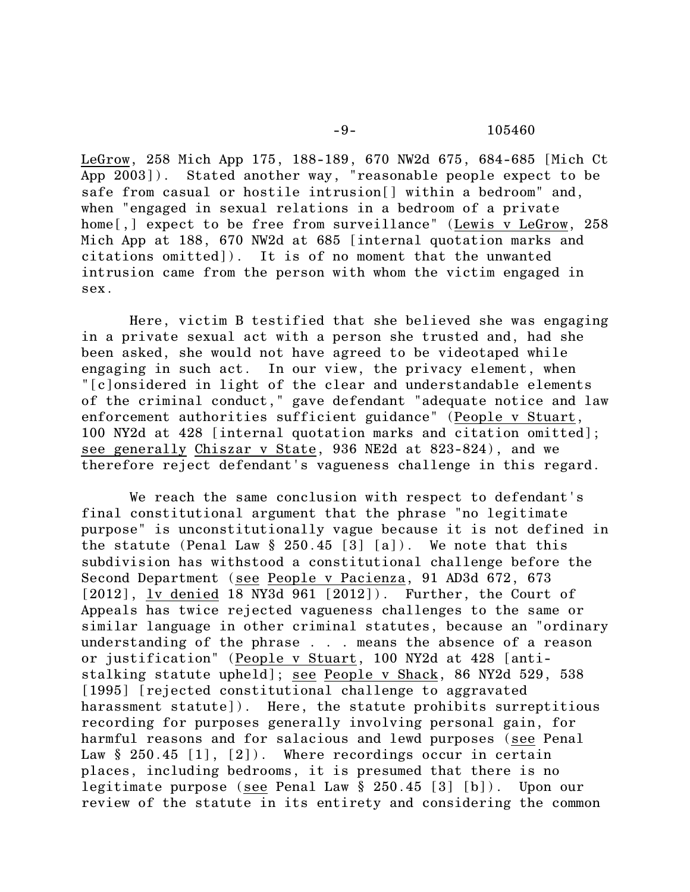LegGrow, 258 Mich App 175, 188-189, 670 NW2d 675, 684-685 [Mich Ct App 2003]). Stated another way, "reasonable people expect to be safe from casual or hostile intrusion[] within a bedroom" and, when "engaged in sexual relations in a bedroom of a private home[,] expect to be free from surveillance" (Lewis v LeGrow, 258 Mich App at 188, 670 NW2d at 685 [internal quotation marks and citations omitted]). It is of no moment that the unwanted intrusion came from the person with whom the victim engaged in sex.

Here, victim B testified that she believed she was engaging in a private sexual act with a person she trusted and, had she been asked, she would not have agreed to be videotaped while engaging in such act. In our view, the privacy element, when "[c]onsidered in light of the clear and understandable elements of the criminal conduct," gave defendant "adequate notice and law enforcement authorities sufficient guidance" (People v Stuart, 100 NY2d at 428 [internal quotation marks and citation omitted]; see generally Chiszar v State, 936 NE2d at 823-824), and we therefore reject defendant's vagueness challenge in this regard.

We reach the same conclusion with respect to defendant's final constitutional argument that the phrase "no legitimate purpose" is unconstitutionally vague because it is not defined in the statute (Penal Law § 250.45 [3] [a]). We note that this subdivision has withstood a constitutional challenge before the Second Department (see People v Pacienza, 91 AD3d 672, 673 [2012], lv denied 18 NY3d 961 [2012]). Further, the Court of Appeals has twice rejected vagueness challenges to the same or similar language in other criminal statutes, because an "ordinary understanding of the phrase . . . means the absence of a reason or justification" (People v Stuart, 100 NY2d at 428 [anti-stalking statute upheld]; see People v Shack, 86 NY2d 529, 538 [1995] [rejected constitutional challenge to aggravated harassment statute]). Here, the statute prohibits surreptitious recording for purposes generally involving personal gain, for harmful reasons and for salacious and lewd purposes (see Penal Law § 250.45 [1], [2]). Where recordings occur in certain places, including bedrooms, it is presumed that there is no legitimate purpose (see Penal Law § 250.45 [3] [b]). Upon our review of the statute in its entirety and considering the common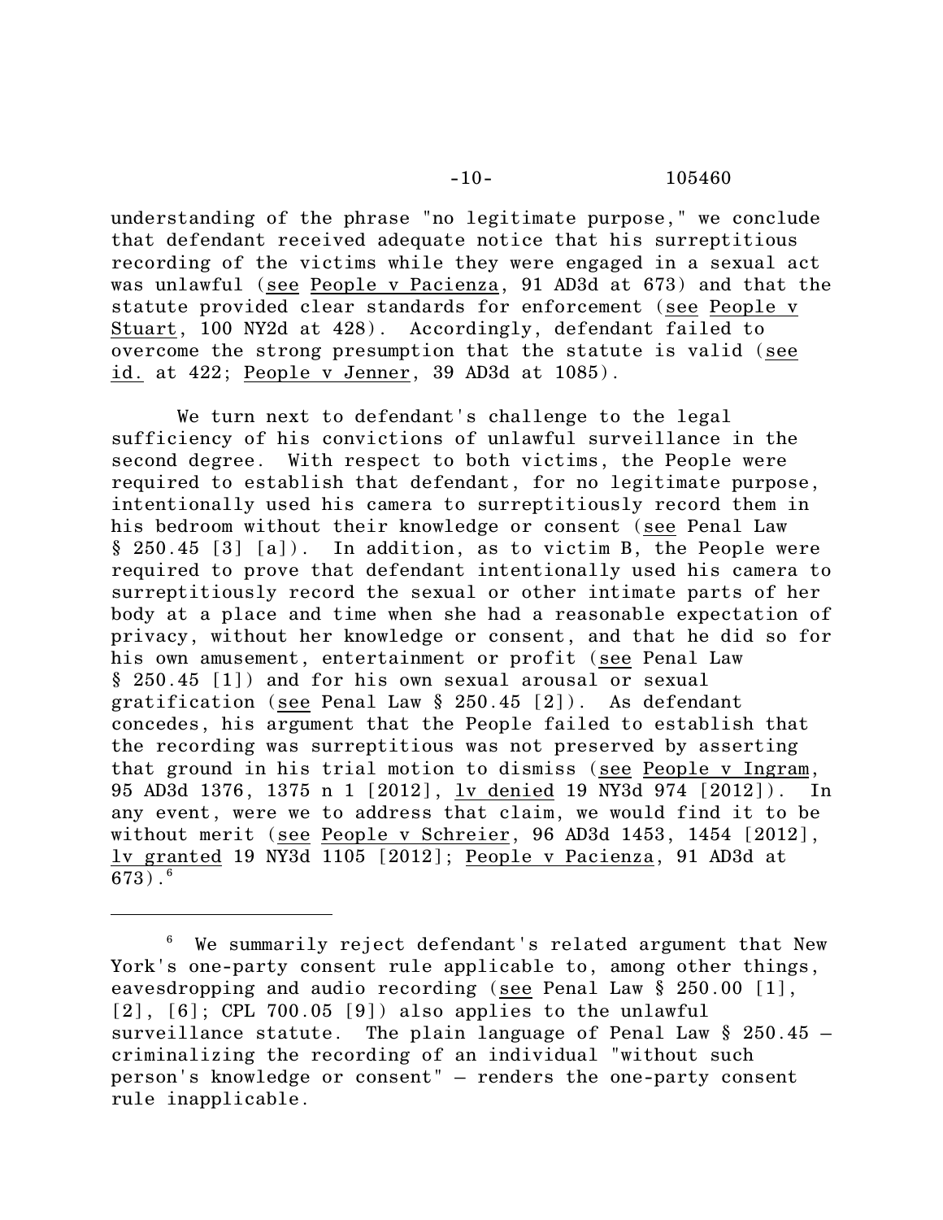understanding of the phrase "no legitimate purpose," we conclude that defendant received adequate notice that his surreptitious recording of the victims while they were engaged in a sexual act was unlawful (<u>see</u> <u>People v Pacienza</u>, 91 AD3d at 673) and that the statute provided clear standards for enforcement (<u>see</u> <u>People v Stuart</u>, 100 NY2d at 428). Accordingly, defendant failed to overcome the strong presumption that the statute is valid (<u>see</u> <u>id.</u> at 422; <u>People v Jenner</u>, 39 AD3d at 1085).

We turn next to defendant's challenge to the legal sufficiency of his convictions of unlawful surveillance in the second degree. With respect to both victims, the People were required to establish that defendant, for no legitimate purpose, intentionally used his camera to surreptitiously record them in his bedroom without their knowledge or consent (<u>see</u> Penal Law § 250.45 [3] [a]). In addition, as to victim B, the People were required to prove that defendant intentionally used his camera to surreptitiously record the sexual or other intimate parts of her body at a place and time when she had a reasonable expectation of privacy, without her knowledge or consent, and that he did so for his own amusement, entertainment or profit (<u>see</u> Penal Law § 250.45 [1]) and for his own sexual arousal or sexual gratification (<u>see</u> Penal Law § 250.45 [2]). As defendant concedes, his argument that the People failed to establish that the recording was surreptitious was not preserved by asserting that ground in his trial motion to dismiss (<u>see</u> <u>People v Ingram</u>, 95 AD3d 1376, 1375 n 1 [2012], <u>lv denied</u> 19 NY3d 974 [2012]). In any event, were we to address that claim, we would find it to be without merit (<u>see</u> <u>People v Schreier</u>, 96 AD3d 1453, 1454 [2012], <u>lv granted</u> 19 NY3d 1105 [2012]; <u>People v Pacienza</u>, 91 AD3d at 673).[6]

---

[6] We summarily reject defendant's related argument that New York's one-party consent rule applicable to, among other things, eavesdropping and audio recording (<u>see</u> Penal Law § 250.00 [1], [2], [6]; CPL 700.05 [9]) also applies to the unlawful surveillance statute. The plain language of Penal Law § 250.45 – criminalizing the recording of an individual "without such person's knowledge or consent" – renders the one-party consent rule inapplicable.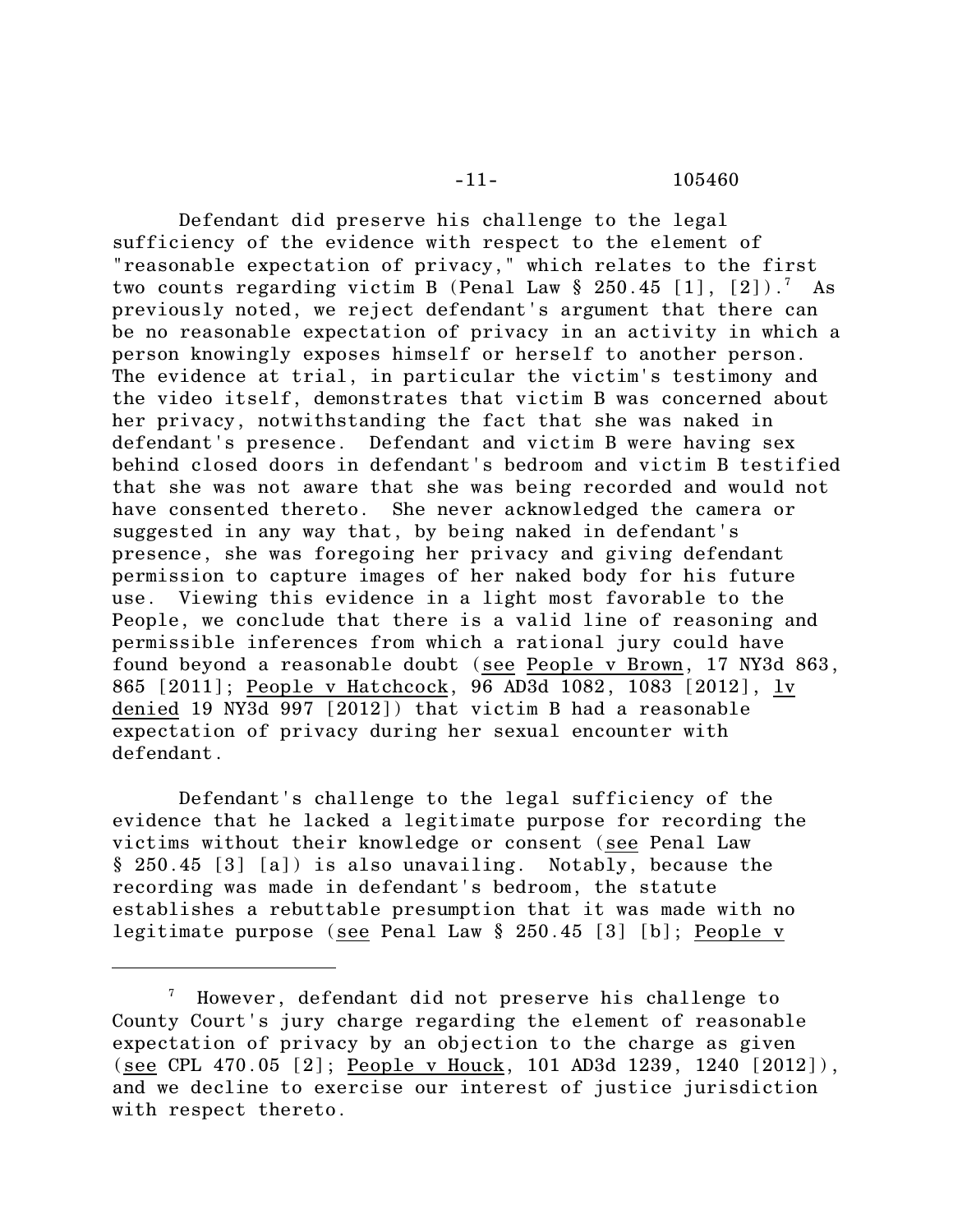Defendant did preserve his challenge to the legal sufficiency of the evidence with respect to the element of "reasonable expectation of privacy," which relates to the first two counts regarding victim B (Penal Law § 250.45 [1], [2]).[7] As previously noted, we reject defendant's argument that there can be no reasonable expectation of privacy in an activity in which a person knowingly exposes himself or herself to another person. The evidence at trial, in particular the victim's testimony and the video itself, demonstrates that victim B was concerned about her privacy, notwithstanding the fact that she was naked in defendant's presence. Defendant and victim B were having sex behind closed doors in defendant's bedroom and victim B testified that she was not aware that she was being recorded and would not have consented thereto. She never acknowledged the camera or suggested in any way that, by being naked in defendant's presence, she was foregoing her privacy and giving defendant permission to capture images of her naked body for his future use. Viewing this evidence in a light most favorable to the People, we conclude that there is a valid line of reasoning and permissible inferences from which a rational jury could have found beyond a reasonable doubt (see People v Brown, 17 NY3d 863, 865 [2011]; People v Hatchcock, 96 AD3d 1082, 1083 [2012], lv denied 19 NY3d 997 [2012]) that victim B had a reasonable expectation of privacy during her sexual encounter with defendant.

Defendant's challenge to the legal sufficiency of the evidence that he lacked a legitimate purpose for recording the victims without their knowledge or consent (see Penal Law § 250.45 [3] [a]) is also unavailing. Notably, because the recording was made in defendant's bedroom, the statute establishes a rebuttable presumption that it was made with no legitimate purpose (see Penal Law § 250.45 [3] [b]; People v

---

[7] However, defendant did not preserve his challenge to County Court's jury charge regarding the element of reasonable expectation of privacy by an objection to the charge as given (see CPL 470.05 [2]; People v Houck, 101 AD3d 1239, 1240 [2012]), and we decline to exercise our interest of justice jurisdiction with respect thereto.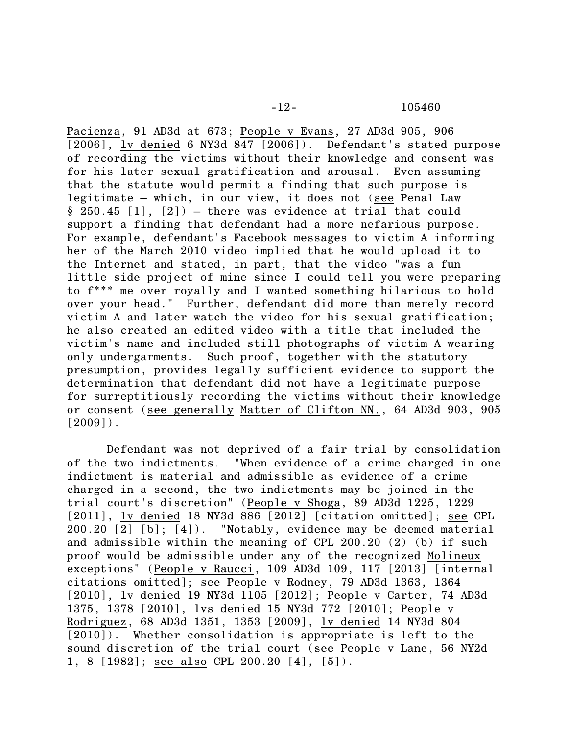Pacienza, 91 AD3d at 673; People v Evans, 27 AD3d 905, 906 [2006], lv denied 6 NY3d 847 [2006]). Defendant's stated purpose of recording the victims without their knowledge and consent was for his later sexual gratification and arousal. Even assuming that the statute would permit a finding that such purpose is legitimate – which, in our view, it does not (see Penal Law § 250.45 [1], [2]) – there was evidence at trial that could support a finding that defendant had a more nefarious purpose. For example, defendant's Facebook messages to victim A informing her of the March 2010 video implied that he would upload it to the Internet and stated, in part, that the video "was a fun little side project of mine since I could tell you were preparing to f*** me over royally and I wanted something hilarious to hold over your head." Further, defendant did more than merely record victim A and later watch the video for his sexual gratification; he also created an edited video with a title that included the victim's name and included still photographs of victim A wearing only undergarments. Such proof, together with the statutory presumption, provides legally sufficient evidence to support the determination that defendant did not have a legitimate purpose for surreptitiously recording the victims without their knowledge or consent (see generally Matter of Clifton NN., 64 AD3d 903, 905 [2009]).

Defendant was not deprived of a fair trial by consolidation of the two indictments. "When evidence of a crime charged in one indictment is material and admissible as evidence of a crime charged in a second, the two indictments may be joined in the trial court's discretion" (People v Shoga, 89 AD3d 1225, 1229 [2011], lv denied 18 NY3d 886 [2012] [citation omitted]; see CPL 200.20 [2] [b]; [4]). "Notably, evidence may be deemed material and admissible within the meaning of CPL 200.20 (2) (b) if such proof would be admissible under any of the recognized Molineux exceptions" (People v Raucci, 109 AD3d 109, 117 [2013] [internal citations omitted]; see People v Rodney, 79 AD3d 1363, 1364 [2010], lv denied 19 NY3d 1105 [2012]; People v Carter, 74 AD3d 1375, 1378 [2010], lvs denied 15 NY3d 772 [2010]; People v Rodriguez, 68 AD3d 1351, 1353 [2009], lv denied 14 NY3d 804 [2010]). Whether consolidation is appropriate is left to the sound discretion of the trial court (see People v Lane, 56 NY2d 1, 8 [1982]; see also CPL 200.20 [4], [5]).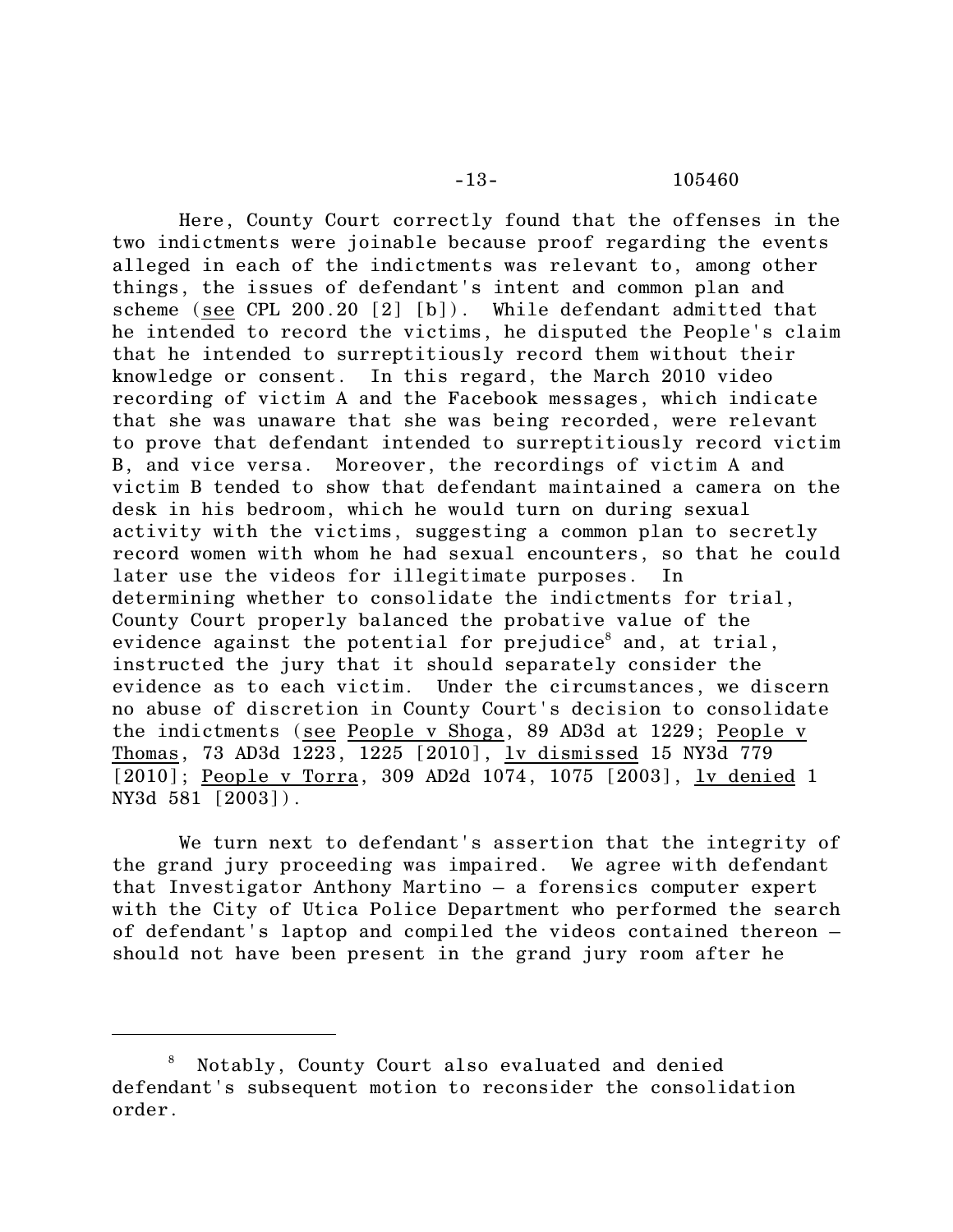Here, County Court correctly found that the offenses in the two indictments were joinable because proof regarding the events alleged in each of the indictments was relevant to, among other things, the issues of defendant's intent and common plan and scheme (see CPL 200.20 [2] [b]). While defendant admitted that he intended to record the victims, he disputed the People's claim that he intended to surreptitiously record them without their knowledge or consent. In this regard, the March 2010 video recording of victim A and the Facebook messages, which indicate that she was unaware that she was being recorded, were relevant to prove that defendant intended to surreptitiously record victim B, and vice versa. Moreover, the recordings of victim A and victim B tended to show that defendant maintained a camera on the desk in his bedroom, which he would turn on during sexual activity with the victims, suggesting a common plan to secretly record women with whom he had sexual encounters, so that he could later use the videos for illegitimate purposes. In determining whether to consolidate the indictments for trial, County Court properly balanced the probative value of the evidence against the potential for prejudice[8] and, at trial, instructed the jury that it should separately consider the evidence as to each victim. Under the circumstances, we discern no abuse of discretion in County Court's decision to consolidate the indictments (see People v Shoga, 89 AD3d at 1229; People v Thomas, 73 AD3d 1223, 1225 [2010], lv dismissed 15 NY3d 779 [2010]; People v Torra, 309 AD2d 1074, 1075 [2003], lv denied 1 NY3d 581 [2003]).

We turn next to defendant's assertion that the integrity of the grand jury proceeding was impaired. We agree with defendant that Investigator Anthony Martino – a forensics computer expert with the City of Utica Police Department who performed the search of defendant's laptop and compiled the videos contained thereon – should not have been present in the grand jury room after he

---

[8] Notably, County Court also evaluated and denied defendant's subsequent motion to reconsider the consolidation order.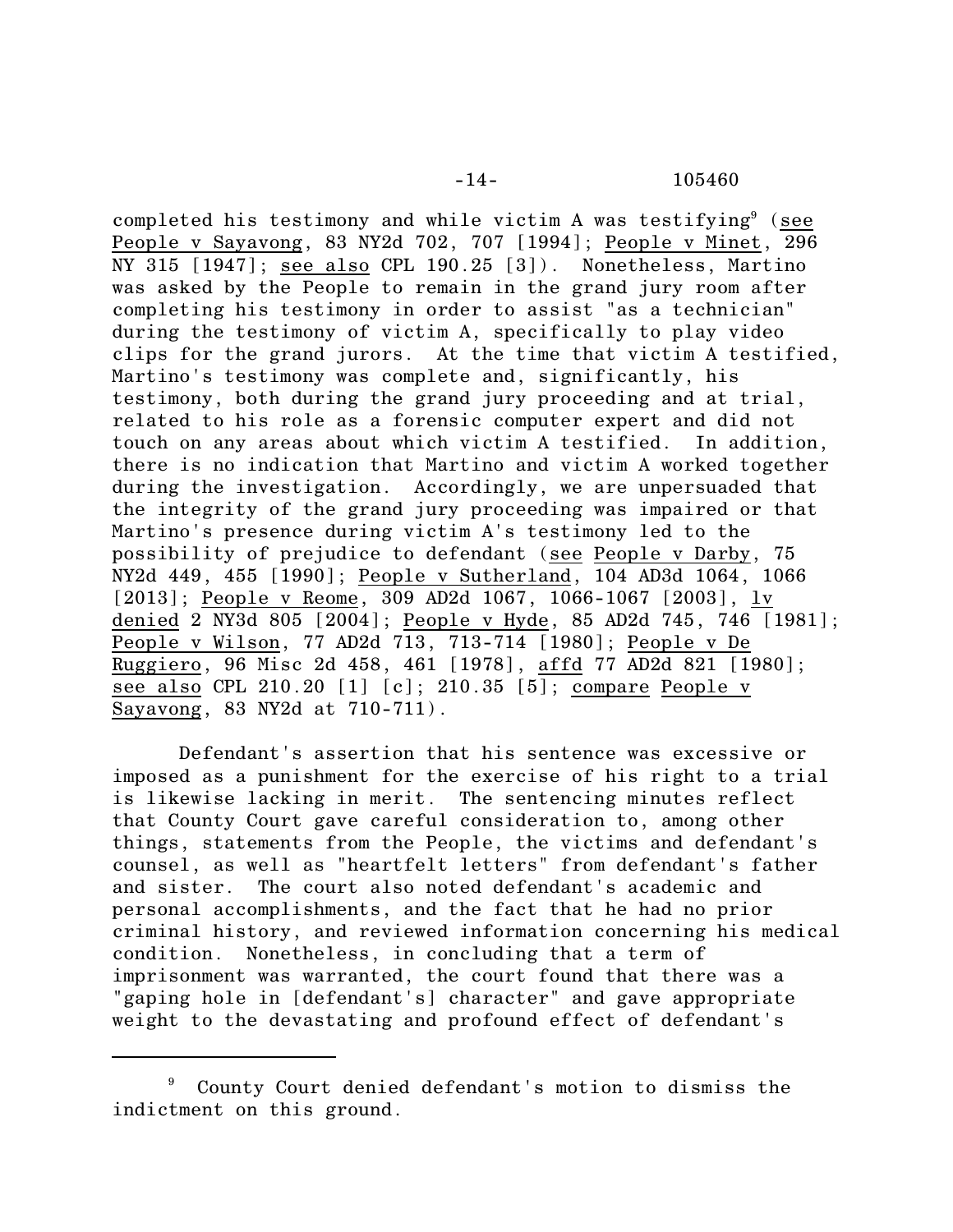completed his testimony and while victim A was testifying[9] (see People v Sayavong, 83 NY2d 702, 707 [1994]; People v Minet, 296 NY 315 [1947]; see also CPL 190.25 [3]). Nonetheless, Martino was asked by the People to remain in the grand jury room after completing his testimony in order to assist "as a technician" during the testimony of victim A, specifically to play video clips for the grand jurors. At the time that victim A testified, Martino's testimony was complete and, significantly, his testimony, both during the grand jury proceeding and at trial, related to his role as a forensic computer expert and did not touch on any areas about which victim A testified. In addition, there is no indication that Martino and victim A worked together during the investigation. Accordingly, we are unpersuaded that the integrity of the grand jury proceeding was impaired or that Martino's presence during victim A's testimony led to the possibility of prejudice to defendant (see People v Darby, 75 NY2d 449, 455 [1990]; People v Sutherland, 104 AD3d 1064, 1066 [2013]; People v Reome, 309 AD2d 1067, 1066-1067 [2003], lv denied 2 NY3d 805 [2004]; People v Hyde, 85 AD2d 745, 746 [1981]; People v Wilson, 77 AD2d 713, 713-714 [1980]; People v De Ruggiero, 96 Misc 2d 458, 461 [1978], affd 77 AD2d 821 [1980]; see also CPL 210.20 [1] [c]; 210.35 [5]; compare People v Sayavong, 83 NY2d at 710-711).

Defendant's assertion that his sentence was excessive or imposed as a punishment for the exercise of his right to a trial is likewise lacking in merit. The sentencing minutes reflect that County Court gave careful consideration to, among other things, statements from the People, the victims and defendant's counsel, as well as "heartfelt letters" from defendant's father and sister. The court also noted defendant's academic and personal accomplishments, and the fact that he had no prior criminal history, and reviewed information concerning his medical condition. Nonetheless, in concluding that a term of imprisonment was warranted, the court found that there was a "gaping hole in [defendant's] character" and gave appropriate weight to the devastating and profound effect of defendant's

---

[9] County Court denied defendant's motion to dismiss the indictment on this ground.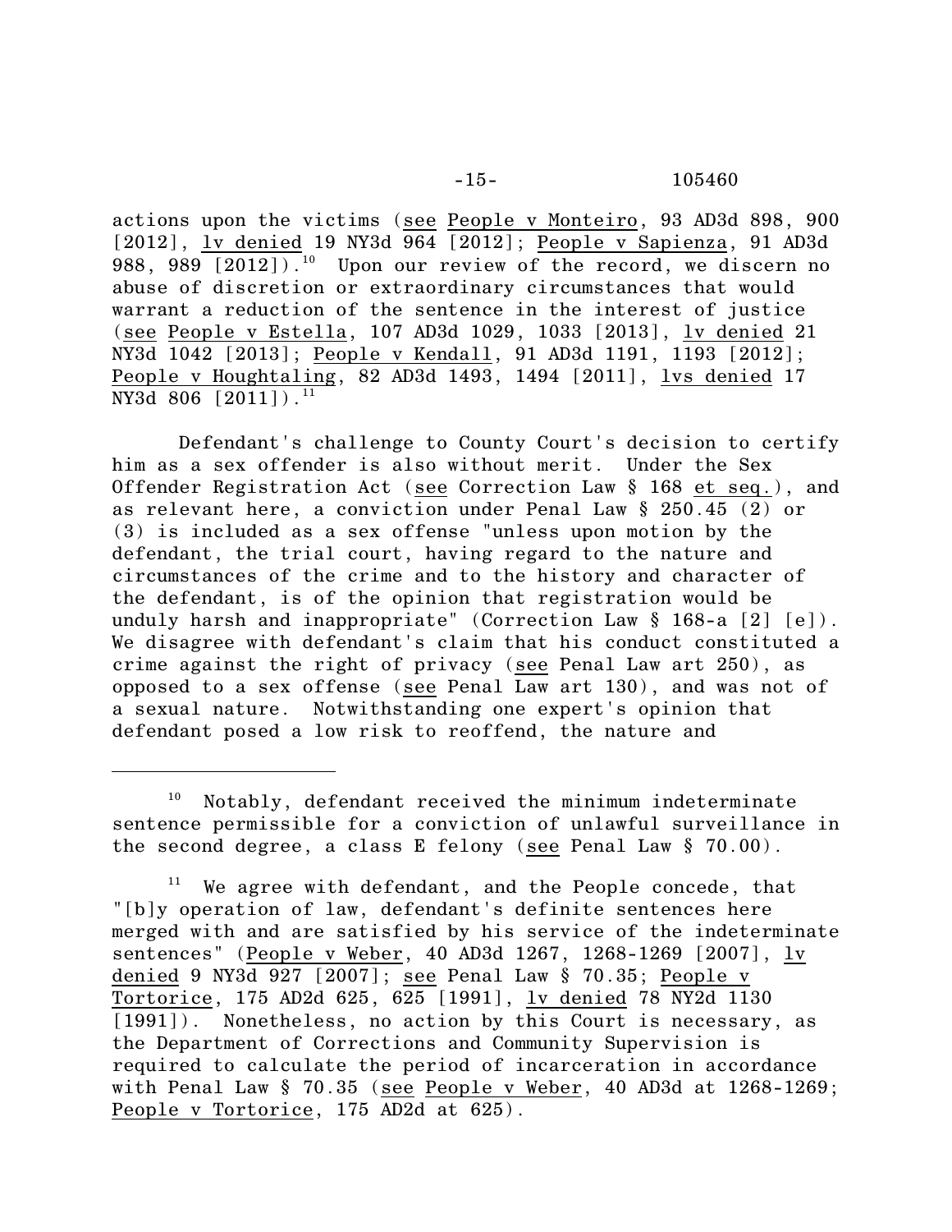actions upon the victims (*see* *People v Monteiro*, 93 AD3d 898, 900 [2012], *lv denied* 19 NY3d 964 [2012]; *People v Sapienza*, 91 AD3d 988, 989 [2012]).[10] Upon our review of the record, we discern no abuse of discretion or extraordinary circumstances that would warrant a reduction of the sentence in the interest of justice (*see* *People v Estella*, 107 AD3d 1029, 1033 [2013], *lv denied* 21 NY3d 1042 [2013]; *People v Kendall*, 91 AD3d 1191, 1193 [2012]; *People v Houghtaling*, 82 AD3d 1493, 1494 [2011], *lvs denied* 17 NY3d 806 [2011]).[11]

Defendant's challenge to County Court's decision to certify him as a sex offender is also without merit. Under the Sex Offender Registration Act (*see* Correction Law § 168 *et seq.*), and as relevant here, a conviction under Penal Law § 250.45 (2) or (3) is included as a sex offense "unless upon motion by the defendant, the trial court, having regard to the nature and circumstances of the crime and to the history and character of the defendant, is of the opinion that registration would be unduly harsh and inappropriate" (Correction Law § 168-a [2] [e]). We disagree with defendant's claim that his conduct constituted a crime against the right of privacy (*see* Penal Law art 250), as opposed to a sex offense (*see* Penal Law art 130), and was not of a sexual nature. Notwithstanding one expert's opinion that defendant posed a low risk to reoffend, the nature and

---

[10] Notably, defendant received the minimum indeterminate sentence permissible for a conviction of unlawful surveillance in the second degree, a class E felony (*see* Penal Law § 70.00).

[11] We agree with defendant, and the People concede, that "[b]y operation of law, defendant's definite sentences here merged with and are satisfied by his service of the indeterminate sentences" (*People v Weber*, 40 AD3d 1267, 1268-1269 [2007], *lv denied* 9 NY3d 927 [2007]; *see* Penal Law § 70.35; *People v Tortorice*, 175 AD2d 625, 625 [1991], *lv denied* 78 NY2d 1130 [1991]). Nonetheless, no action by this Court is necessary, as the Department of Corrections and Community Supervision is required to calculate the period of incarceration in accordance with Penal Law § 70.35 (*see* *People v Weber*, 40 AD3d at 1268-1269; *People v Tortorice*, 175 AD2d at 625).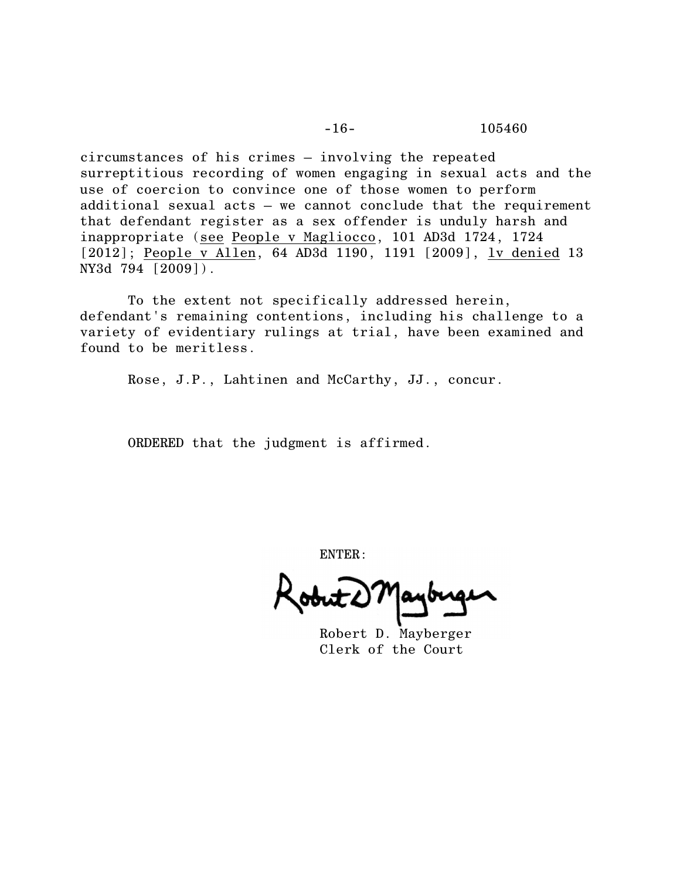circumstances of his crimes – involving the repeated surreptitious recording of women engaging in sexual acts and the use of coercion to convince one of those women to perform additional sexual acts – we cannot conclude that the requirement that defendant register as a sex offender is unduly harsh and inappropriate (see People v Magliocco, 101 AD3d 1724, 1724 [2012]; People v Allen, 64 AD3d 1190, 1191 [2009], lv denied 13 NY3d 794 [2009]).

To the extent not specifically addressed herein, defendant's remaining contentions, including his challenge to a variety of evidentiary rulings at trial, have been examined and found to be meritless.

Rose, J.P., Lahtinen and McCarthy, JJ., concur.

ORDERED that the judgment is affirmed.

ENTER:

Robert D. Mayberger
Clerk of the Court